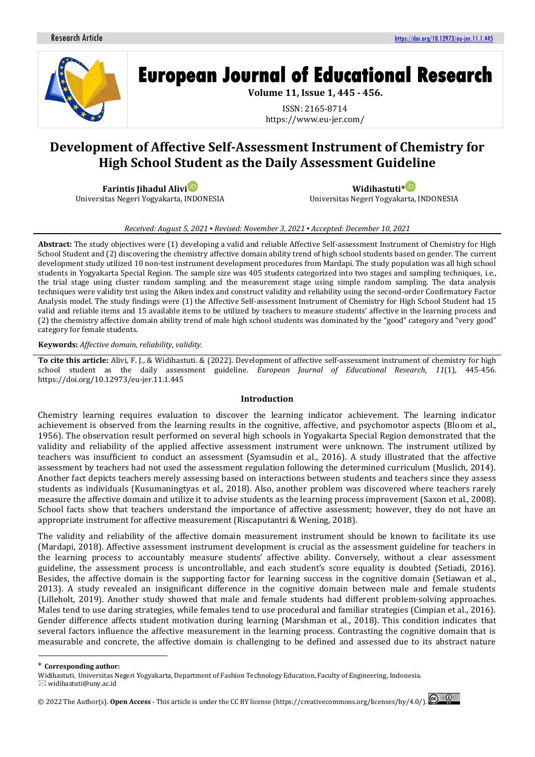Research Article

# Development of Affective Self-Assessment Instrument of Chemistry for High School Student as the Daily Assessment Guideline

**Farintis Jihadul Alivi**
Universitas Negeri Yogyakarta, INDONESIA

**Widihastuti***
Universitas Negeri Yogyakarta, INDONESIA

*Received: August 5, 2021 ▪ Revised: November 3, 2021 ▪ Accepted: December 10, 2021*

**Abstract:** The study objectives were (1) developing a valid and reliable Affective Self-assessment Instrument of Chemistry for High School Student and (2) discovering the chemistry affective domain ability trend of high school students based on gender. The current development study utilized 10 non-test instrument development procedures from Mardapi. The study population was all high school students in Yogyakarta Special Region. The sample size was 405 students categorized into two stages and sampling techniques, i.e., the trial stage using cluster random sampling and the measurement stage using simple random sampling. The data analysis techniques were validity test using the Aiken index and construct validity and reliability using the second-order Confirmatory Factor Analysis model. The study findings were (1) the Affective Self-assessment Instrument of Chemistry for High School Student had 15 valid and reliable items and 15 available items to be utilized by teachers to measure students' affective in the learning process and (2) the chemistry affective domain ability trend of male high school students was dominated by the "good" category and "very good" category for female students.

**Keywords:** *Affective domain, reliability, validity.*

**To cite this article:** Alivi, F. J., & Widihastuti. & (2022). Development of affective self-assessment instrument of chemistry for high school student as the daily assessment guideline. *European Journal of Educational Research*, *11*(1), 445-456. https://doi.org/10.12973/eu-jer.11.1.445

## Introduction

Chemistry learning requires evaluation to discover the learning indicator achievement. The learning indicator achievement is observed from the learning results in the cognitive, affective, and psychomotor aspects (Bloom et al., 1956). The observation result performed on several high schools in Yogyakarta Special Region demonstrated that the validity and reliability of the applied affective assessment instrument were unknown. The instrument utilized by teachers was insufficient to conduct an assessment (Syamsudin et al., 2016). A study illustrated that the affective assessment by teachers had not used the assessment regulation following the determined curriculum (Muslich, 2014). Another fact depicts teachers merely assessing based on interactions between students and teachers since they assess students as individuals (Kusumaningtyas et al., 2018). Also, another problem was discovered where teachers rarely measure the affective domain and utilize it to advise students as the learning process improvement (Saxon et al., 2008). School facts show that teachers understand the importance of affective assessment; however, they do not have an appropriate instrument for affective measurement (Riscaputantri & Wening, 2018).

The validity and reliability of the affective domain measurement instrument should be known to facilitate its use (Mardapi, 2018). Affective assessment instrument development is crucial as the assessment guideline for teachers in the learning process to accountably measure students' affective ability. Conversely, without a clear assessment guideline, the assessment process is uncontrollable, and each student's score equality is doubted (Setiadi, 2016). Besides, the affective domain is the supporting factor for learning success in the cognitive domain (Setiawan et al., 2013). A study revealed an insignificant difference in the cognitive domain between male and female students (Lilleholt, 2019). Another study showed that male and female students had different problem-solving approaches. Males tend to use daring strategies, while females tend to use procedural and familiar strategies (Cimpian et al., 2016). Gender difference affects student motivation during learning (Marshman et al., 2018). This condition indicates that several factors influence the affective measurement in the learning process. Contrasting the cognitive domain that is measurable and concrete, the affective domain is challenging to be defined and assessed due to its abstract nature

---

\* **Corresponding author:**
Widihastuti, Universitas Negeri Yogyakarta, Department of Fashion Technology Education, Faculty of Engineering, Indonesia.
✉ widihastuti@uny.ac.id

© 2022 The Author(s). **Open Access** - This article is under the CC BY license (https://creativecommons.org/licenses/by/4.0/).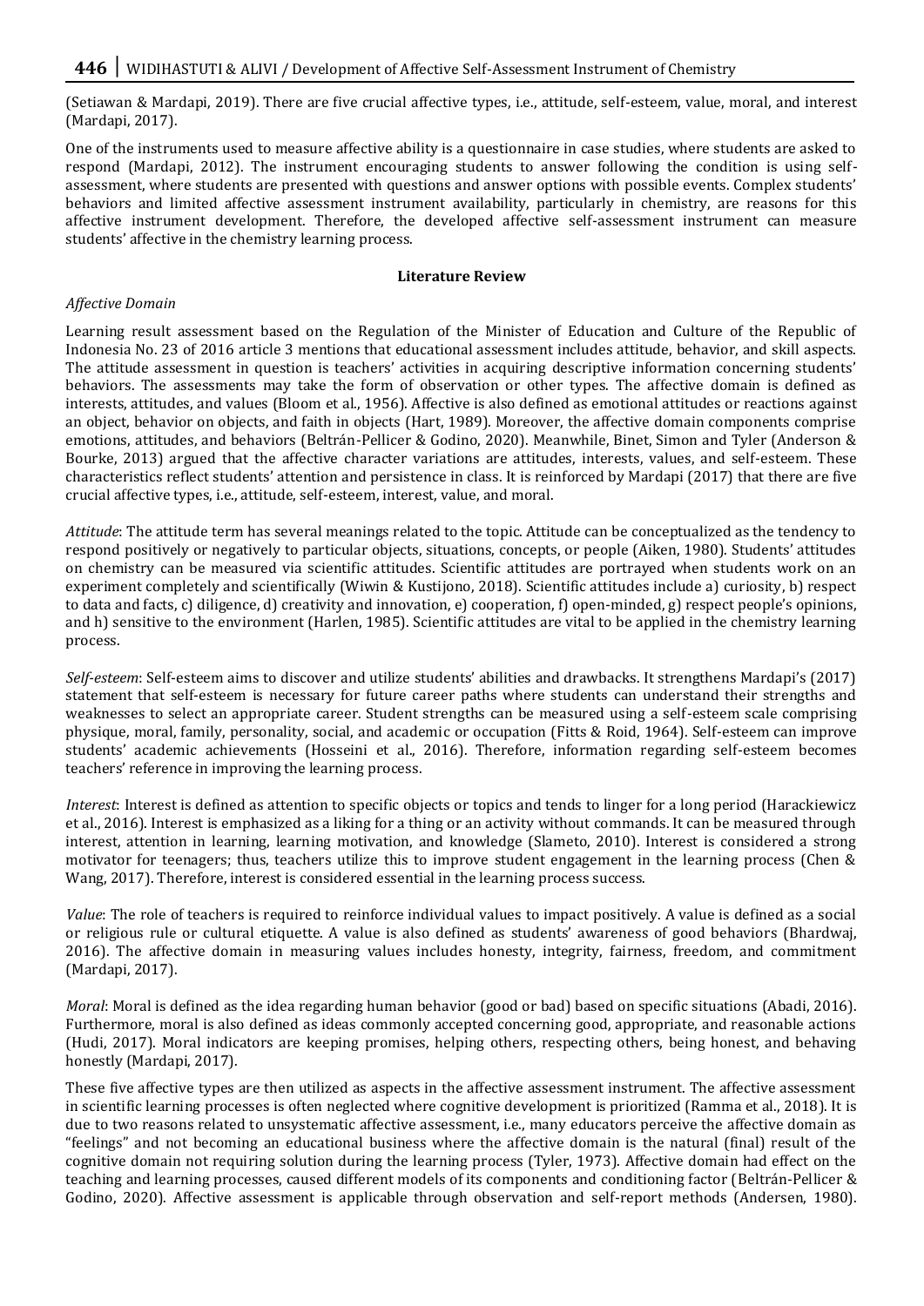(Setiawan & Mardapi, 2019). There are five crucial affective types, i.e., attitude, self-esteem, value, moral, and interest (Mardapi, 2017).

One of the instruments used to measure affective ability is a questionnaire in case studies, where students are asked to respond (Mardapi, 2012). The instrument encouraging students to answer following the condition is using self-assessment, where students are presented with questions and answer options with possible events. Complex students' behaviors and limited affective assessment instrument availability, particularly in chemistry, are reasons for this affective instrument development. Therefore, the developed affective self-assessment instrument can measure students' affective in the chemistry learning process.

## Literature Review

### *Affective Domain*

Learning result assessment based on the Regulation of the Minister of Education and Culture of the Republic of Indonesia No. 23 of 2016 article 3 mentions that educational assessment includes attitude, behavior, and skill aspects. The attitude assessment in question is teachers' activities in acquiring descriptive information concerning students' behaviors. The assessments may take the form of observation or other types. The affective domain is defined as interests, attitudes, and values (Bloom et al., 1956). Affective is also defined as emotional attitudes or reactions against an object, behavior on objects, and faith in objects (Hart, 1989). Moreover, the affective domain components comprise emotions, attitudes, and behaviors (Beltrán-Pellicer & Godino, 2020). Meanwhile, Binet, Simon and Tyler (Anderson & Bourke, 2013) argued that the affective character variations are attitudes, interests, values, and self-esteem. These characteristics reflect students' attention and persistence in class. It is reinforced by Mardapi (2017) that there are five crucial affective types, i.e., attitude, self-esteem, interest, value, and moral.

*Attitude*: The attitude term has several meanings related to the topic. Attitude can be conceptualized as the tendency to respond positively or negatively to particular objects, situations, concepts, or people (Aiken, 1980). Students' attitudes on chemistry can be measured via scientific attitudes. Scientific attitudes are portrayed when students work on an experiment completely and scientifically (Wiwin & Kustijono, 2018). Scientific attitudes include a) curiosity, b) respect to data and facts, c) diligence, d) creativity and innovation, e) cooperation, f) open-minded, g) respect people's opinions, and h) sensitive to the environment (Harlen, 1985). Scientific attitudes are vital to be applied in the chemistry learning process.

*Self-esteem*: Self-esteem aims to discover and utilize students' abilities and drawbacks. It strengthens Mardapi's (2017) statement that self-esteem is necessary for future career paths where students can understand their strengths and weaknesses to select an appropriate career. Student strengths can be measured using a self-esteem scale comprising physique, moral, family, personality, social, and academic or occupation (Fitts & Roid, 1964). Self-esteem can improve students' academic achievements (Hosseini et al., 2016). Therefore, information regarding self-esteem becomes teachers' reference in improving the learning process.

*Interest*: Interest is defined as attention to specific objects or topics and tends to linger for a long period (Harackiewicz et al., 2016). Interest is emphasized as a liking for a thing or an activity without commands. It can be measured through interest, attention in learning, learning motivation, and knowledge (Slameto, 2010). Interest is considered a strong motivator for teenagers; thus, teachers utilize this to improve student engagement in the learning process (Chen & Wang, 2017). Therefore, interest is considered essential in the learning process success.

*Value*: The role of teachers is required to reinforce individual values to impact positively. A value is defined as a social or religious rule or cultural etiquette. A value is also defined as students' awareness of good behaviors (Bhardwaj, 2016). The affective domain in measuring values includes honesty, integrity, fairness, freedom, and commitment (Mardapi, 2017).

*Moral*: Moral is defined as the idea regarding human behavior (good or bad) based on specific situations (Abadi, 2016). Furthermore, moral is also defined as ideas commonly accepted concerning good, appropriate, and reasonable actions (Hudi, 2017). Moral indicators are keeping promises, helping others, respecting others, being honest, and behaving honestly (Mardapi, 2017).

These five affective types are then utilized as aspects in the affective assessment instrument. The affective assessment in scientific learning processes is often neglected where cognitive development is prioritized (Ramma et al., 2018). It is due to two reasons related to unsystematic affective assessment, i.e., many educators perceive the affective domain as "feelings" and not becoming an educational business where the affective domain is the natural (final) result of the cognitive domain not requiring solution during the learning process (Tyler, 1973). Affective domain had effect on the teaching and learning processes, caused different models of its components and conditioning factor (Beltrán-Pellicer & Godino, 2020). Affective assessment is applicable through observation and self-report methods (Andersen, 1980).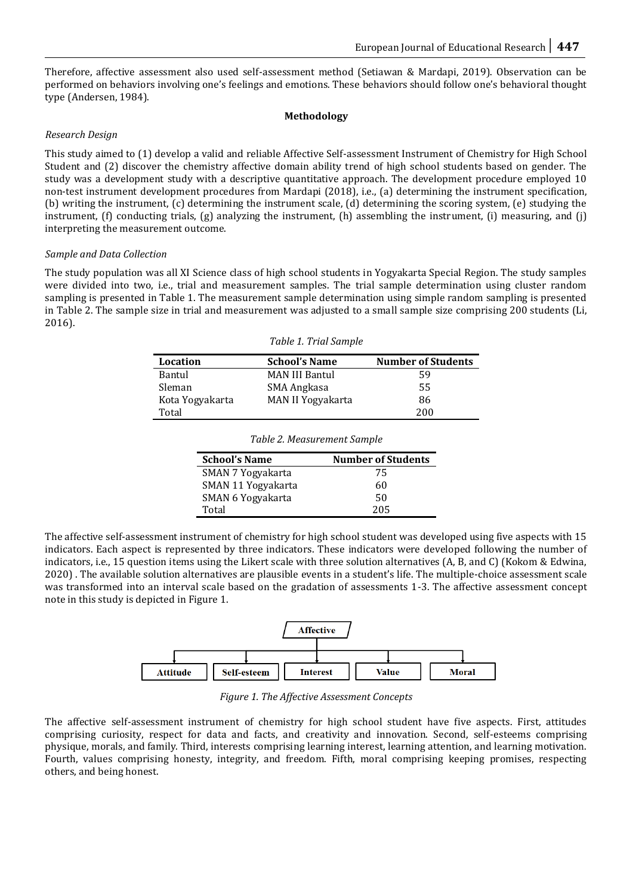Therefore, affective assessment also used self-assessment method (Setiawan & Mardapi, 2019). Observation can be performed on behaviors involving one's feelings and emotions. These behaviors should follow one's behavioral thought type (Andersen, 1984).

## Methodology

### *Research Design*

This study aimed to (1) develop a valid and reliable Affective Self-assessment Instrument of Chemistry for High School Student and (2) discover the chemistry affective domain ability trend of high school students based on gender. The study was a development study with a descriptive quantitative approach. The development procedure employed 10 non-test instrument development procedures from Mardapi (2018), i.e., (a) determining the instrument specification, (b) writing the instrument, (c) determining the instrument scale, (d) determining the scoring system, (e) studying the instrument, (f) conducting trials, (g) analyzing the instrument, (h) assembling the instrument, (i) measuring, and (j) interpreting the measurement outcome.

### *Sample and Data Collection*

The study population was all XI Science class of high school students in Yogyakarta Special Region. The study samples were divided into two, i.e., trial and measurement samples. The trial sample determination using cluster random sampling is presented in Table 1. The measurement sample determination using simple random sampling is presented in Table 2. The sample size in trial and measurement was adjusted to a small sample size comprising 200 students (Li, 2016).

*Table 1. Trial Sample*

| Location | School's Name | Number of Students |
|---|---|---|
| Bantul | MAN III Bantul | 59 |
| Sleman | SMA Angkasa | 55 |
| Kota Yogyakarta | MAN II Yogyakarta | 86 |
| Total | | 200 |

*Table 2. Measurement Sample*

| School's Name | Number of Students |
|---|---|
| SMAN 7 Yogyakarta | 75 |
| SMAN 11 Yogyakarta | 60 |
| SMAN 6 Yogyakarta | 50 |
| Total | 205 |

The affective self-assessment instrument of chemistry for high school student was developed using five aspects with 15 indicators. Each aspect is represented by three indicators. These indicators were developed following the number of indicators, i.e., 15 question items using the Likert scale with three solution alternatives (A, B, and C) (Kokom & Edwina, 2020) . The available solution alternatives are plausible events in a student's life. The multiple-choice assessment scale was transformed into an interval scale based on the gradation of assessments 1-3. The affective assessment concept note in this study is depicted in Figure 1.

*Figure 1. The Affective Assessment Concepts*

The affective self-assessment instrument of chemistry for high school student have five aspects. First, attitudes comprising curiosity, respect for data and facts, and creativity and innovation. Second, self-esteems comprising physique, morals, and family. Third, interests comprising learning interest, learning attention, and learning motivation. Fourth, values comprising honesty, integrity, and freedom. Fifth, moral comprising keeping promises, respecting others, and being honest.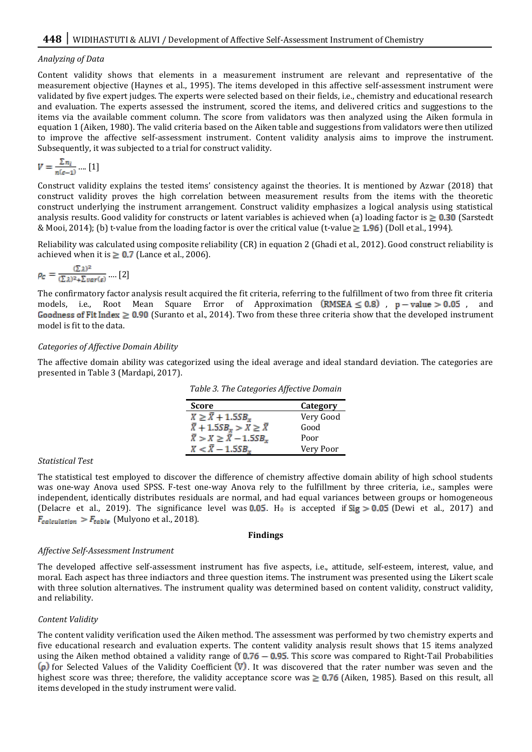*Analyzing of Data*

Content validity shows that elements in a measurement instrument are relevant and representative of the measurement objective (Haynes et al., 1995). The items developed in this affective self-assessment instrument were validated by five expert judges. The experts were selected based on their fields, i.e., chemistry and educational research and evaluation. The experts assessed the instrument, scored the items, and delivered critics and suggestions to the items via the available comment column. The score from validators was then analyzed using the Aiken formula in equation 1 (Aiken, 1980). The valid criteria based on the Aiken table and suggestions from validators were then utilized to improve the affective self-assessment instrument. Content validity analysis aims to improve the instrument. Subsequently, it was subjected to a trial for construct validity.

$$V = \frac{\Sigma n_i}{n(c-1)} \text{ .... [1]}$$

Construct validity explains the tested items' consistency against the theories. It is mentioned by Azwar (2018) that construct validity proves the high correlation between measurement results from the items with the theoretic construct underlying the instrument arrangement. Construct validity emphasizes a logical analysis using statistical analysis results. Good validity for constructs or latent variables is achieved when (a) loading factor is $\geq 0.30$ (Sarstedt & Mooi, 2014); (b) t-value from the loading factor is over the critical value (t-value $\geq 1.96$) (Doll et al., 1994).

Reliability was calculated using composite reliability (CR) in equation 2 (Ghadi et al., 2012). Good construct reliability is achieved when it is $\geq 0.7$ (Lance et al., 2006).

$$\rho_C = \frac{(\Sigma\lambda)^2}{(\Sigma\lambda)^2 + \Sigma var(\varepsilon)} \text{ .... [2]}$$

The confirmatory factor analysis result acquired the fit criteria, referring to the fulfillment of two from three fit criteria models, i.e., Root Mean Square Error of Approximation $(RMSEA \leq 0.8)$, $p - value > 0.05$, and $\text{Goodness of Fit Index} \geq 0.90$ (Suranto et al., 2014). Two from these three criteria show that the developed instrument model is fit to the data.

*Categories of Affective Domain Ability*

The affective domain ability was categorized using the ideal average and ideal standard deviation. The categories are presented in Table 3 (Mardapi, 2017).

*Table 3. The Categories Affective Domain*

| Score | Category |
|---|---|
| $X \geq \bar{X} + 1.5SB_x$ | Very Good |
| $\bar{X} + 1.5SB_x > X \geq \bar{X}$ | Good |
| $\bar{X} > X \geq \bar{X} - 1.5SB_x$ | Poor |
| $X < \bar{X} - 1.5SB_x$ | Very Poor |

*Statistical Test*

The statistical test employed to discover the difference of chemistry affective domain ability of high school students was one-way Anova used SPSS. F-test one-way Anova rely to the fulfillment by three criteria, i.e., samples were independent, identically distributes residuals are normal, and had equal variances between groups or homogeneous (Delacre et al., 2019). The significance level was $0.05$. $H_0$ is accepted if $Sig > 0.05$ (Dewi et al., 2017) and $F_{calculation} > F_{table}$ (Mulyono et al., 2018).

**Findings**

*Affective Self-Assessment Instrument*

The developed affective self-assessment instrument has five aspects, i.e., attitude, self-esteem, interest, value, and moral. Each aspect has three indiactors and three question items. The instrument was presented using the Likert scale with three solution alternatives. The instrument quality was determined based on content validity, construct validity, and reliability.

*Content Validity*

The content validity verification used the Aiken method. The assessment was performed by two chemistry experts and five educational research and evaluation experts. The content validity analysis result shows that 15 items analyzed using the Aiken method obtained a validity range of $0.76 - 0.95$. This score was compared to Right-Tail Probabilities $(p)$ for Selected Values of the Validity Coefficient $(V)$. It was discovered that the rater number was seven and the highest score was three; therefore, the validity acceptance score was $\geq 0.76$ (Aiken, 1985). Based on this result, all items developed in the study instrument were valid.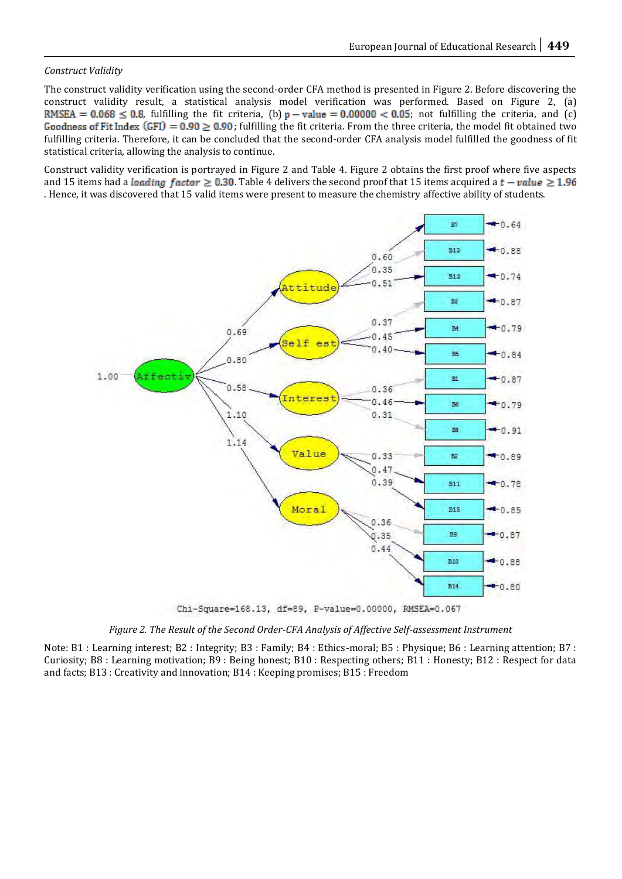*Construct Validity*

The construct validity verification using the second-order CFA method is presented in Figure 2. Before discovering the construct validity result, a statistical analysis model verification was performed. Based on Figure 2, (a) $RMSEA = 0.068 \leq 0.8$, fulfilling the fit criteria, (b) $p - value = 0.00000 < 0.05$; not fulfilling the criteria, and (c) $\text{Goodness of Fit Index (GFI)} = 0.90 \geq 0.90$; fulfilling the fit criteria. From the three criteria, the model fit obtained two fulfilling criteria. Therefore, it can be concluded that the second-order CFA analysis model fulfilled the goodness of fit statistical criteria, allowing the analysis to continue.

Construct validity verification is portrayed in Figure 2 and Table 4. Figure 2 obtains the first proof where five aspects and 15 items had a $loading\ factor \geq 0.30$. Table 4 delivers the second proof that 15 items acquired a $t - value \geq 1.96$. Hence, it was discovered that 15 valid items were present to measure the chemistry affective ability of students.

*Figure 2. The Result of the Second Order-CFA Analysis of Affective Self-assessment Instrument*

Note: B1 : Learning interest; B2 : Integrity; B3 : Family; B4 : Ethics-moral; B5 : Physique; B6 : Learning attention; B7 : Curiosity; B8 : Learning motivation; B9 : Being honest; B10 : Respecting others; B11 : Honesty; B12 : Respect for data and facts; B13 : Creativity and innovation; B14 : Keeping promises; B15 : Freedom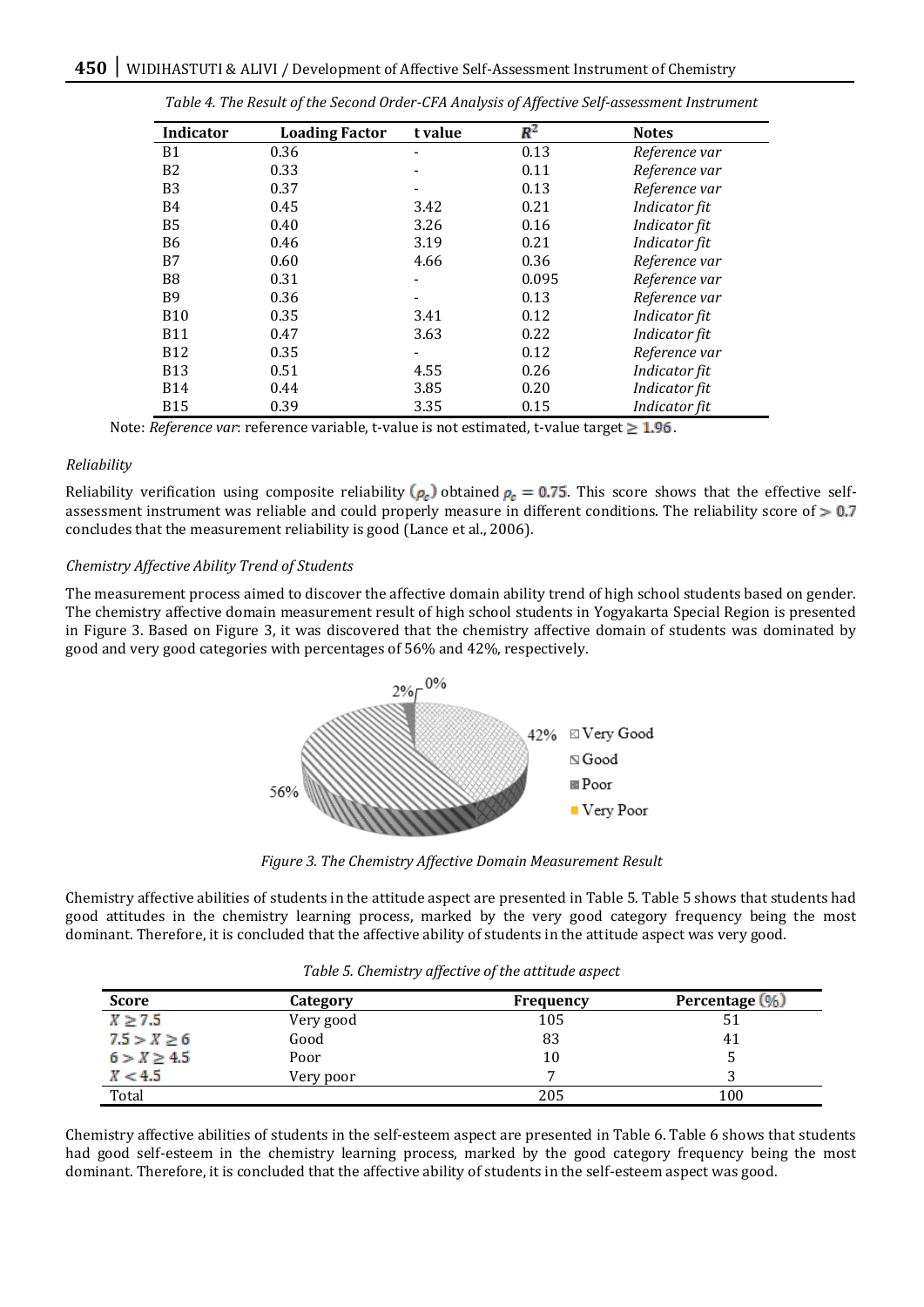*Table 4. The Result of the Second Order-CFA Analysis of Affective Self-assessment Instrument*

| Indicator | Loading Factor | t value | $R^2$ | Notes |
|---|---|---|---|---|
| B1 | 0.36 | - | 0.13 | *Reference var* |
| B2 | 0.33 | - | 0.11 | *Reference var* |
| B3 | 0.37 | - | 0.13 | *Reference var* |
| B4 | 0.45 | 3.42 | 0.21 | *Indicator fit* |
| B5 | 0.40 | 3.26 | 0.16 | *Indicator fit* |
| B6 | 0.46 | 3.19 | 0.21 | *Indicator fit* |
| B7 | 0.60 | 4.66 | 0.36 | *Reference var* |
| B8 | 0.31 | - | 0.095 | *Reference var* |
| B9 | 0.36 | - | 0.13 | *Reference var* |
| B10 | 0.35 | 3.41 | 0.12 | *Indicator fit* |
| B11 | 0.47 | 3.63 | 0.22 | *Indicator fit* |
| B12 | 0.35 | - | 0.12 | *Reference var* |
| B13 | 0.51 | 4.55 | 0.26 | *Indicator fit* |
| B14 | 0.44 | 3.85 | 0.20 | *Indicator fit* |
| B15 | 0.39 | 3.35 | 0.15 | *Indicator fit* |

Note: *Reference var*: reference variable, t-value is not estimated, t-value target $\geq 1.96$.

*Reliability*

Reliability verification using composite reliability $(\rho_c)$ obtained $\rho_c = 0.75$. This score shows that the effective self-assessment instrument was reliable and could properly measure in different conditions. The reliability score of $> 0.7$ concludes that the measurement reliability is good (Lance et al., 2006).

*Chemistry Affective Ability Trend of Students*

The measurement process aimed to discover the affective domain ability trend of high school students based on gender. The chemistry affective domain measurement result of high school students in Yogyakarta Special Region is presented in Figure 3. Based on Figure 3, it was discovered that the chemistry affective domain of students was dominated by good and very good categories with percentages of 56% and 42%, respectively.

*Figure 3. The Chemistry Affective Domain Measurement Result*

Chemistry affective abilities of students in the attitude aspect are presented in Table 5. Table 5 shows that students had good attitudes in the chemistry learning process, marked by the very good category frequency being the most dominant. Therefore, it is concluded that the affective ability of students in the attitude aspect was very good.

*Table 5. Chemistry affective of the attitude aspect*

| Score | Category | Frequency | Percentage (%) |
|---|---|---|---|
| $X \geq 7.5$ | Very good | 105 | 51 |
| $7.5 > X \geq 6$ | Good | 83 | 41 |
| $6 > X \geq 4.5$ | Poor | 10 | 5 |
| $X < 4.5$ | Very poor | 7 | 3 |
| Total | | 205 | 100 |

Chemistry affective abilities of students in the self-esteem aspect are presented in Table 6. Table 6 shows that students had good self-esteem in the chemistry learning process, marked by the good category frequency being the most dominant. Therefore, it is concluded that the affective ability of students in the self-esteem aspect was good.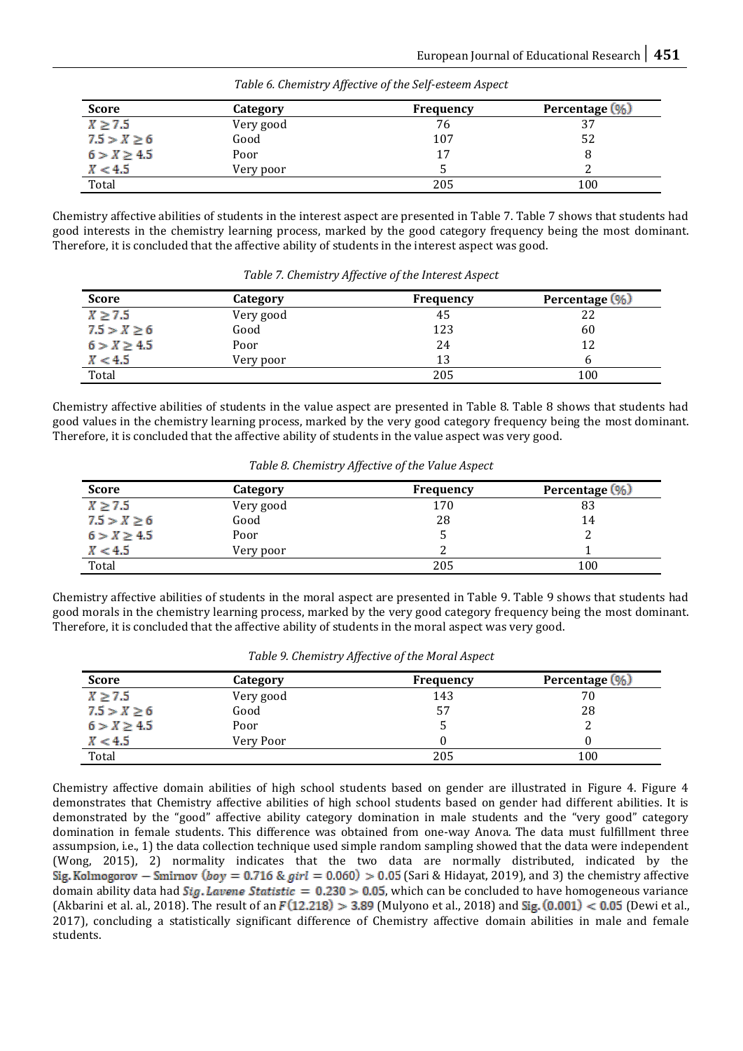*Table 6. Chemistry Affective of the Self-esteem Aspect*

| Score | Category | Frequency | Percentage (%) |
|---|---|---|---|
| $X \geq 7.5$ | Very good | 76 | 37 |
| $7.5 > X \geq 6$ | Good | 107 | 52 |
| $6 > X \geq 4.5$ | Poor | 17 | 8 |
| $X < 4.5$ | Very poor | 5 | 2 |
| Total | | 205 | 100 |

Chemistry affective abilities of students in the interest aspect are presented in Table 7. Table 7 shows that students had good interests in the chemistry learning process, marked by the good category frequency being the most dominant. Therefore, it is concluded that the affective ability of students in the interest aspect was good.

*Table 7. Chemistry Affective of the Interest Aspect*

| Score | Category | Frequency | Percentage (%) |
|---|---|---|---|
| $X \geq 7.5$ | Very good | 45 | 22 |
| $7.5 > X \geq 6$ | Good | 123 | 60 |
| $6 > X \geq 4.5$ | Poor | 24 | 12 |
| $X < 4.5$ | Very poor | 13 | 6 |
| Total | | 205 | 100 |

Chemistry affective abilities of students in the value aspect are presented in Table 8. Table 8 shows that students had good values in the chemistry learning process, marked by the very good category frequency being the most dominant. Therefore, it is concluded that the affective ability of students in the value aspect was very good.

*Table 8. Chemistry Affective of the Value Aspect*

| Score | Category | Frequency | Percentage (%) |
|---|---|---|---|
| $X \geq 7.5$ | Very good | 170 | 83 |
| $7.5 > X \geq 6$ | Good | 28 | 14 |
| $6 > X \geq 4.5$ | Poor | 5 | 2 |
| $X < 4.5$ | Very poor | 2 | 1 |
| Total | | 205 | 100 |

Chemistry affective abilities of students in the moral aspect are presented in Table 9. Table 9 shows that students had good morals in the chemistry learning process, marked by the very good category frequency being the most dominant. Therefore, it is concluded that the affective ability of students in the moral aspect was very good.

*Table 9. Chemistry Affective of the Moral Aspect*

| Score | Category | Frequency | Percentage (%) |
|---|---|---|---|
| $X \geq 7.5$ | Very good | 143 | 70 |
| $7.5 > X \geq 6$ | Good | 57 | 28 |
| $6 > X \geq 4.5$ | Poor | 5 | 2 |
| $X < 4.5$ | Very Poor | 0 | 0 |
| Total | | 205 | 100 |

Chemistry affective domain abilities of high school students based on gender are illustrated in Figure 4. Figure 4 demonstrates that Chemistry affective abilities of high school students based on gender had different abilities. It is demonstrated by the "good" affective ability category domination in male students and the "very good" category domination in female students. This difference was obtained from one-way Anova. The data must fulfillment three assumpsion, i.e., 1) the data collection technique used simple random sampling showed that the data were independent (Wong, 2015), 2) normality indicates that the two data are normally distributed, indicated by the $Sig.\ Kolmogorov - Smirnov\ (boy = 0.716\ \&\ girl = 0.060) > 0.05$ (Sari & Hidayat, 2019), and 3) the chemistry affective domain ability data had $Sig.\ Lavene\ Statistic = 0.230 > 0.05$, which can be concluded to have homogeneous variance (Akbarini et al. al., 2018). The result of an $F(12.218) > 3.89$ (Mulyono et al., 2018) and $Sig.\ (0.001) < 0.05$ (Dewi et al., 2017), concluding a statistically significant difference of Chemistry affective domain abilities in male and female students.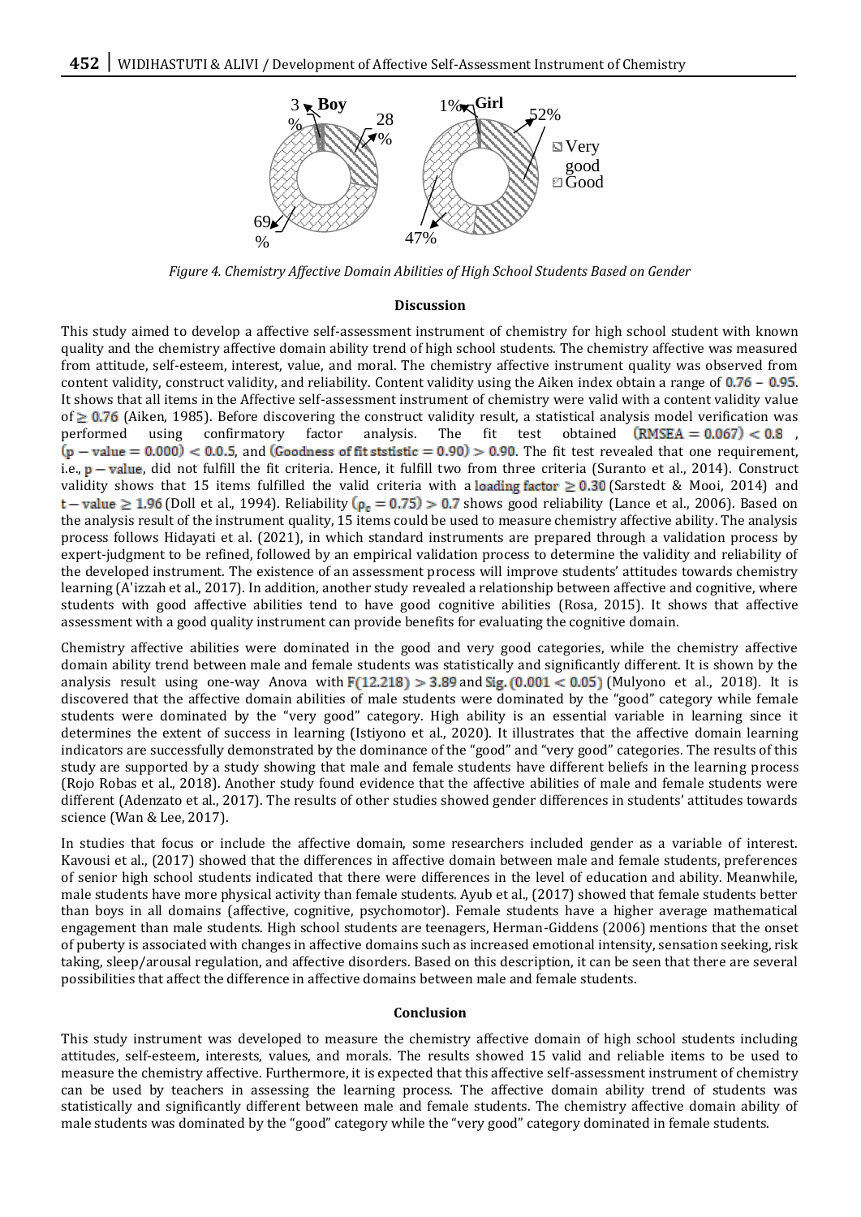*Figure 4. Chemistry Affective Domain Abilities of High School Students Based on Gender*

## Discussion

This study aimed to develop a affective self-assessment instrument of chemistry for high school student with known quality and the chemistry affective domain ability trend of high school students. The chemistry affective was measured from attitude, self-esteem, interest, value, and moral. The chemistry affective instrument quality was observed from content validity, construct validity, and reliability. Content validity using the Aiken index obtain a range of $0.76 - 0.95$. It shows that all items in the Affective self-assessment instrument of chemistry were valid with a content validity value of $\geq 0.76$ (Aiken, 1985). Before discovering the construct validity result, a statistical analysis model verification was performed using confirmatory factor analysis. The fit test obtained $(\text{RMSEA} = 0.067) < 0.8$, $(\text{p} - \text{value} = 0.000) < 0.0.5$, and $(\text{Goodness of fit ststistic} = 0.90) > 0.90$. The fit test revealed that one requirement, i.e., $\text{p} - \text{value}$, did not fulfill the fit criteria. Hence, it fulfill two from three criteria (Suranto et al., 2014). Construct validity shows that 15 items fulfilled the valid criteria with a $\text{loading factor} \geq 0.30$ (Sarstedt & Mooi, 2014) and $\text{t} - \text{value} \geq 1.96$ (Doll et al., 1994). Reliability $(\rho_c = 0.75) > 0.7$ shows good reliability (Lance et al., 2006). Based on the analysis result of the instrument quality, 15 items could be used to measure chemistry affective ability. The analysis process follows Hidayati et al. (2021), in which standard instruments are prepared through a validation process by expert-judgment to be refined, followed by an empirical validation process to determine the validity and reliability of the developed instrument. The existence of an assessment process will improve students' attitudes towards chemistry learning (A'izzah et al., 2017). In addition, another study revealed a relationship between affective and cognitive, where students with good affective abilities tend to have good cognitive abilities (Rosa, 2015). It shows that affective assessment with a good quality instrument can provide benefits for evaluating the cognitive domain.

Chemistry affective abilities were dominated in the good and very good categories, while the chemistry affective domain ability trend between male and female students was statistically and significantly different. It is shown by the analysis result using one-way Anova with $F(12.218) > 3.89$ and $\text{Sig.} (0.001 < 0.05)$ (Mulyono et al., 2018). It is discovered that the affective domain abilities of male students were dominated by the "good" category while female students were dominated by the "very good" category. High ability is an essential variable in learning since it determines the extent of success in learning (Istiyono et al., 2020). It illustrates that the affective domain learning indicators are successfully demonstrated by the dominance of the "good" and "very good" categories. The results of this study are supported by a study showing that male and female students have different beliefs in the learning process (Rojo Robas et al., 2018). Another study found evidence that the affective abilities of male and female students were different (Adenzato et al., 2017). The results of other studies showed gender differences in students' attitudes towards science (Wan & Lee, 2017).

In studies that focus or include the affective domain, some researchers included gender as a variable of interest. Kavousi et al., (2017) showed that the differences in affective domain between male and female students, preferences of senior high school students indicated that there were differences in the level of education and ability. Meanwhile, male students have more physical activity than female students. Ayub et al., (2017) showed that female students better than boys in all domains (affective, cognitive, psychomotor). Female students have a higher average mathematical engagement than male students. High school students are teenagers, Herman-Giddens (2006) mentions that the onset of puberty is associated with changes in affective domains such as increased emotional intensity, sensation seeking, risk taking, sleep/arousal regulation, and affective disorders. Based on this description, it can be seen that there are several possibilities that affect the difference in affective domains between male and female students.

## Conclusion

This study instrument was developed to measure the chemistry affective domain of high school students including attitudes, self-esteem, interests, values, and morals. The results showed 15 valid and reliable items to be used to measure the chemistry affective. Furthermore, it is expected that this affective self-assessment instrument of chemistry can be used by teachers in assessing the learning process. The affective domain ability trend of students was statistically and significantly different between male and female students. The chemistry affective domain ability of male students was dominated by the "good" category while the "very good" category dominated in female students.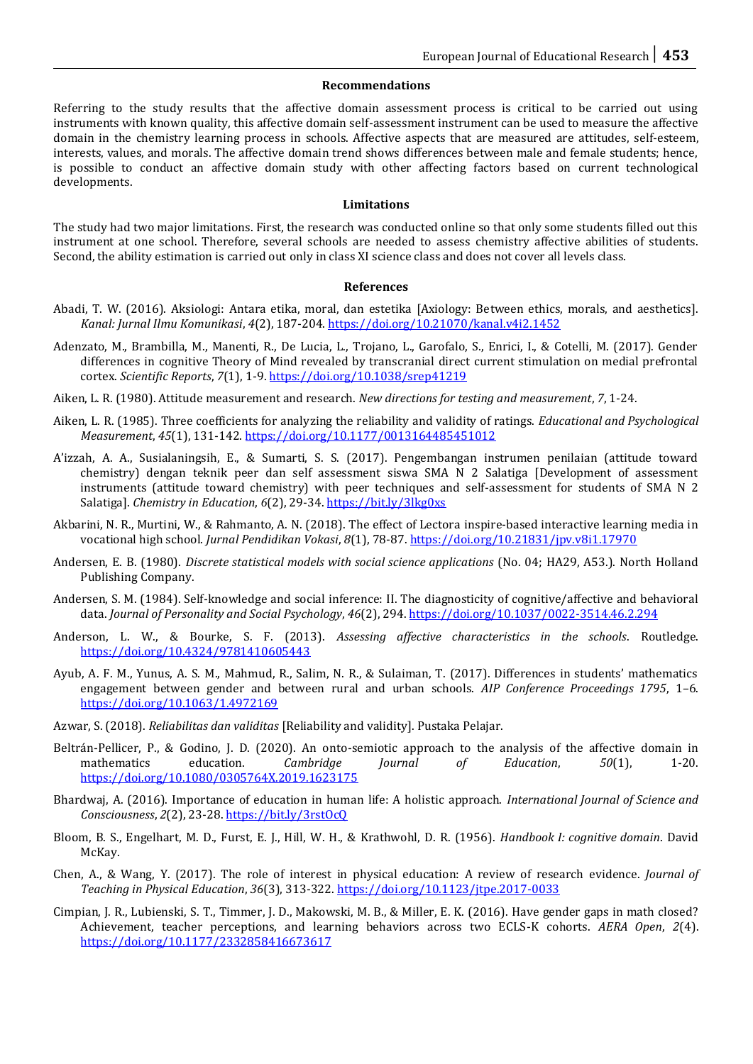## Recommendations

Referring to the study results that the affective domain assessment process is critical to be carried out using instruments with known quality, this affective domain self-assessment instrument can be used to measure the affective domain in the chemistry learning process in schools. Affective aspects that are measured are attitudes, self-esteem, interests, values, and morals. The affective domain trend shows differences between male and female students; hence, is possible to conduct an affective domain study with other affecting factors based on current technological developments.

## Limitations

The study had two major limitations. First, the research was conducted online so that only some students filled out this instrument at one school. Therefore, several schools are needed to assess chemistry affective abilities of students. Second, the ability estimation is carried out only in class XI science class and does not cover all levels class.

## References

Abadi, T. W. (2016). Aksiologi: Antara etika, moral, dan estetika [Axiology: Between ethics, morals, and aesthetics]. *Kanal: Jurnal Ilmu Komunikasi*, *4*(2), 187-204. https://doi.org/10.21070/kanal.v4i2.1452

Adenzato, M., Brambilla, M., Manenti, R., De Lucia, L., Trojano, L., Garofalo, S., Enrici, I., & Cotelli, M. (2017). Gender differences in cognitive Theory of Mind revealed by transcranial direct current stimulation on medial prefrontal cortex. *Scientific Reports*, *7*(1), 1-9. https://doi.org/10.1038/srep41219

Aiken, L. R. (1980). Attitude measurement and research. *New directions for testing and measurement*, *7*, 1-24.

Aiken, L. R. (1985). Three coefficients for analyzing the reliability and validity of ratings. *Educational and Psychological Measurement*, *45*(1), 131-142. https://doi.org/10.1177/0013164485451012

A'izzah, A. A., Susialaningsih, E., & Sumarti, S. S. (2017). Pengembangan instrumen penilaian (attitude toward chemistry) dengan teknik peer dan self assessment siswa SMA N 2 Salatiga [Development of assessment instruments (attitude toward chemistry) with peer techniques and self-assessment for students of SMA N 2 Salatiga]. *Chemistry in Education*, *6*(2), 29-34. https://bit.ly/3lkg0xs

Akbarini, N. R., Murtini, W., & Rahmanto, A. N. (2018). The effect of Lectora inspire-based interactive learning media in vocational high school. *Jurnal Pendidikan Vokasi*, *8*(1), 78-87. https://doi.org/10.21831/jpv.v8i1.17970

Andersen, E. B. (1980). *Discrete statistical models with social science applications* (No. 04; HA29, A53.). North Holland Publishing Company.

Andersen, S. M. (1984). Self-knowledge and social inference: II. The diagnosticity of cognitive/affective and behavioral data. *Journal of Personality and Social Psychology*, *46*(2), 294. https://doi.org/10.1037/0022-3514.46.2.294

Anderson, L. W., & Bourke, S. F. (2013). *Assessing affective characteristics in the schools*. Routledge. https://doi.org/10.4324/9781410605443

Ayub, A. F. M., Yunus, A. S. M., Mahmud, R., Salim, N. R., & Sulaiman, T. (2017). Differences in students' mathematics engagement between gender and between rural and urban schools. *AIP Conference Proceedings 1795*, 1–6. https://doi.org/10.1063/1.4972169

Azwar, S. (2018). *Reliabilitas dan validitas* [Reliability and validity]. Pustaka Pelajar.

Beltrán-Pellicer, P., & Godino, J. D. (2020). An onto-semiotic approach to the analysis of the affective domain in mathematics education. *Cambridge Journal of Education*, *50*(1), 1-20. https://doi.org/10.1080/0305764X.2019.1623175

Bhardwaj, A. (2016). Importance of education in human life: A holistic approach. *International Journal of Science and Consciousness*, *2*(2), 23-28. https://bit.ly/3rstOcQ

Bloom, B. S., Engelhart, M. D., Furst, E. J., Hill, W. H., & Krathwohl, D. R. (1956). *Handbook I: cognitive domain*. David McKay.

Chen, A., & Wang, Y. (2017). The role of interest in physical education: A review of research evidence. *Journal of Teaching in Physical Education*, *36*(3), 313-322. https://doi.org/10.1123/jtpe.2017-0033

Cimpian, J. R., Lubienski, S. T., Timmer, J. D., Makowski, M. B., & Miller, E. K. (2016). Have gender gaps in math closed? Achievement, teacher perceptions, and learning behaviors across two ECLS-K cohorts. *AERA Open*, *2*(4). https://doi.org/10.1177/2332858416673617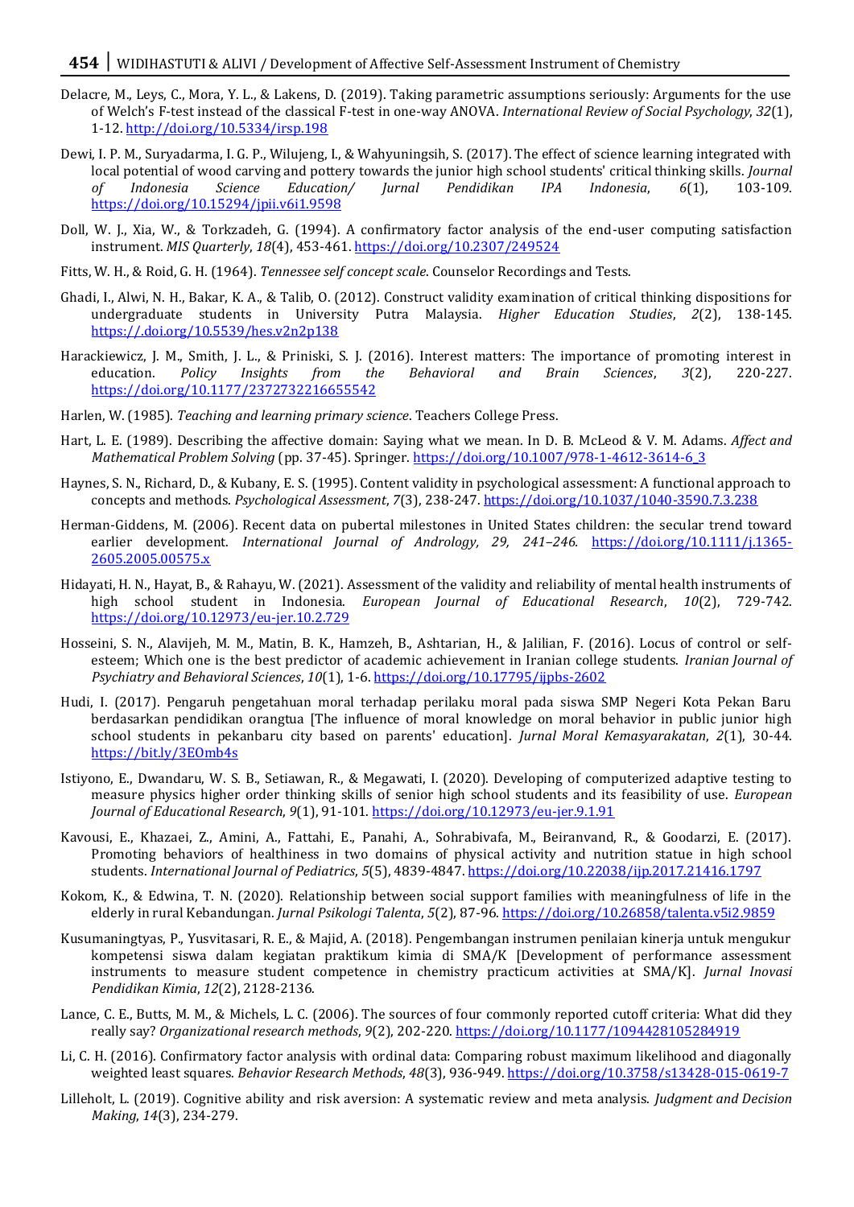Delacre, M., Leys, C., Mora, Y. L., & Lakens, D. (2019). Taking parametric assumptions seriously: Arguments for the use of Welch's F-test instead of the classical F-test in one-way ANOVA. *International Review of Social Psychology*, *32*(1), 1-12. http://doi.org/10.5334/irsp.198

Dewi, I. P. M., Suryadarma, I. G. P., Wilujeng, I., & Wahyuningsih, S. (2017). The effect of science learning integrated with local potential of wood carving and pottery towards the junior high school students' critical thinking skills. *Journal of Indonesia Science Education/ Jurnal Pendidikan IPA Indonesia*, *6*(1), 103-109. https://doi.org/10.15294/jpii.v6i1.9598

Doll, W. J., Xia, W., & Torkzadeh, G. (1994). A confirmatory factor analysis of the end-user computing satisfaction instrument. *MIS Quarterly*, *18*(4), 453-461. https://doi.org/10.2307/249524

Fitts, W. H., & Roid, G. H. (1964). *Tennessee self concept scale*. Counselor Recordings and Tests.

Ghadi, I., Alwi, N. H., Bakar, K. A., & Talib, O. (2012). Construct validity examination of critical thinking dispositions for undergraduate students in University Putra Malaysia. *Higher Education Studies*, *2*(2), 138-145. https://.doi.org/10.5539/hes.v2n2p138

Harackiewicz, J. M., Smith, J. L., & Priniski, S. J. (2016). Interest matters: The importance of promoting interest in education. *Policy Insights from the Behavioral and Brain Sciences*, *3*(2), 220-227. https://doi.org/10.1177/2372732216655542

Harlen, W. (1985). *Teaching and learning primary science*. Teachers College Press.

Hart, L. E. (1989). Describing the affective domain: Saying what we mean. In D. B. McLeod & V. M. Adams. *Affect and Mathematical Problem Solving* (pp. 37-45). Springer. https://doi.org/10.1007/978-1-4612-3614-6_3

Haynes, S. N., Richard, D., & Kubany, E. S. (1995). Content validity in psychological assessment: A functional approach to concepts and methods. *Psychological Assessment*, *7*(3), 238-247. https://doi.org/10.1037/1040-3590.7.3.238

Herman-Giddens, M. (2006). Recent data on pubertal milestones in United States children: the secular trend toward earlier development. *International Journal of Andrology, 29, 241–246.* https://doi.org/10.1111/j.1365-2605.2005.00575.x

Hidayati, H. N., Hayat, B., & Rahayu, W. (2021). Assessment of the validity and reliability of mental health instruments of high school student in Indonesia. *European Journal of Educational Research*, *10*(2), 729-742. https://doi.org/10.12973/eu-jer.10.2.729

Hosseini, S. N., Alavijeh, M. M., Matin, B. K., Hamzeh, B., Ashtarian, H., & Jalilian, F. (2016). Locus of control or self-esteem; Which one is the best predictor of academic achievement in Iranian college students. *Iranian Journal of Psychiatry and Behavioral Sciences*, *10*(1), 1-6. https://doi.org/10.17795/ijpbs-2602

Hudi, I. (2017). Pengaruh pengetahuan moral terhadap perilaku moral pada siswa SMP Negeri Kota Pekan Baru berdasarkan pendidikan orangtua [The influence of moral knowledge on moral behavior in public junior high school students in pekanbaru city based on parents' education]. *Jurnal Moral Kemasyarakatan*, *2*(1), 30-44. https://bit.ly/3EOmb4s

Istiyono, E., Dwandaru, W. S. B., Setiawan, R., & Megawati, I. (2020). Developing of computerized adaptive testing to measure physics higher order thinking skills of senior high school students and its feasibility of use. *European Journal of Educational Research*, *9*(1), 91-101. https://doi.org/10.12973/eu-jer.9.1.91

Kavousi, E., Khazaei, Z., Amini, A., Fattahi, E., Panahi, A., Sohrabivafa, M., Beiranvand, R., & Goodarzi, E. (2017). Promoting behaviors of healthiness in two domains of physical activity and nutrition statue in high school students. *International Journal of Pediatrics*, *5*(5), 4839-4847. https://doi.org/10.22038/ijp.2017.21416.1797

Kokom, K., & Edwina, T. N. (2020). Relationship between social support families with meaningfulness of life in the elderly in rural Kebandungan. *Jurnal Psikologi Talenta*, *5*(2), 87-96. https://doi.org/10.26858/talenta.v5i2.9859

Kusumaningtyas, P., Yusvitasari, R. E., & Majid, A. (2018). Pengembangan instrumen penilaian kinerja untuk mengukur kompetensi siswa dalam kegiatan praktikum kimia di SMA/K [Development of performance assessment instruments to measure student competence in chemistry practicum activities at SMA/K]. *Jurnal Inovasi Pendidikan Kimia*, *12*(2), 2128-2136.

Lance, C. E., Butts, M. M., & Michels, L. C. (2006). The sources of four commonly reported cutoff criteria: What did they really say? *Organizational research methods*, *9*(2), 202-220. https://doi.org/10.1177/1094428105284919

Li, C. H. (2016). Confirmatory factor analysis with ordinal data: Comparing robust maximum likelihood and diagonally weighted least squares. *Behavior Research Methods*, *48*(3), 936-949. https://doi.org/10.3758/s13428-015-0619-7

Lilleholt, L. (2019). Cognitive ability and risk aversion: A systematic review and meta analysis. *Judgment and Decision Making*, *14*(3), 234-279.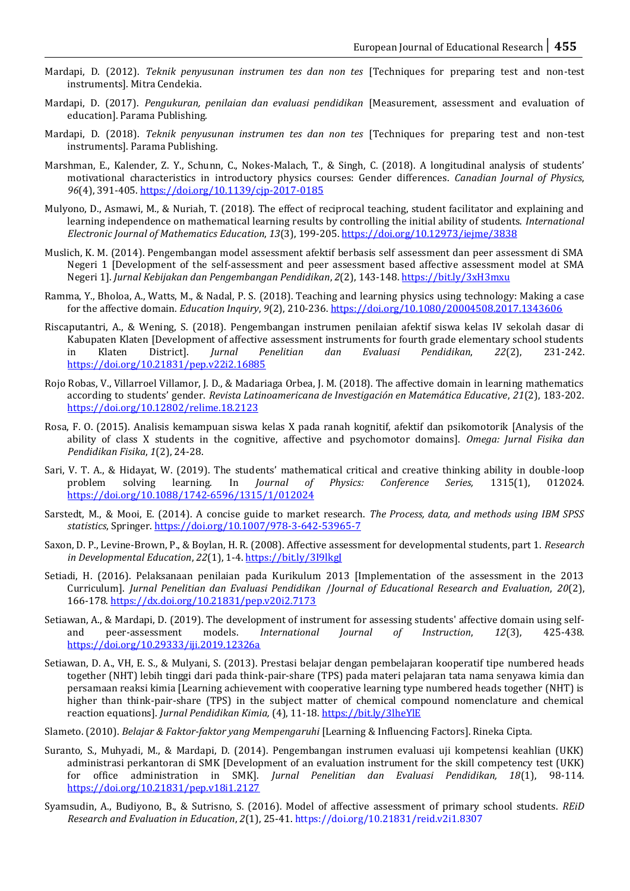Mardapi, D. (2012). *Teknik penyusunan instrumen tes dan non tes* [Techniques for preparing test and non-test instruments]. Mitra Cendekia.

Mardapi, D. (2017). *Pengukuran, penilaian dan evaluasi pendidikan* [Measurement, assessment and evaluation of education]. Parama Publishing.

Mardapi, D. (2018). *Teknik penyusunan instrumen tes dan non tes* [Techniques for preparing test and non-test instruments]. Parama Publishing.

Marshman, E., Kalender, Z. Y., Schunn, C., Nokes-Malach, T., & Singh, C. (2018). A longitudinal analysis of students' motivational characteristics in introductory physics courses: Gender differences. *Canadian Journal of Physics*, *96*(4), 391-405. https://doi.org/10.1139/cjp-2017-0185

Mulyono, D., Asmawi, M., & Nuriah, T. (2018). The effect of reciprocal teaching, student facilitator and explaining and learning independence on mathematical learning results by controlling the initial ability of students. *International Electronic Journal of Mathematics Education*, *13*(3), 199-205. https://doi.org/10.12973/iejme/3838

Muslich, K. M. (2014). Pengembangan model assessment afektif berbasis self assessment dan peer assessment di SMA Negeri 1 [Development of the self-assessment and peer assessment based affective assessment model at SMA Negeri 1]. *Jurnal Kebijakan dan Pengembangan Pendidikan*, *2*(2), 143-148. https://bit.ly/3xH3mxu

Ramma, Y., Bholoa, A., Watts, M., & Nadal, P. S. (2018). Teaching and learning physics using technology: Making a case for the affective domain. *Education Inquiry*, *9*(2), 210-236. https://doi.org/10.1080/20004508.2017.1343606

Riscaputantri, A., & Wening, S. (2018). Pengembangan instrumen penilaian afektif siswa kelas IV sekolah dasar di Kabupaten Klaten [Development of affective assessment instruments for fourth grade elementary school students in Klaten District]. *Jurnal Penelitian dan Evaluasi Pendidikan*, *22*(2), 231-242. https://doi.org/10.21831/pep.v22i2.16885

Rojo Robas, V., Villarroel Villamor, J. D., & Madariaga Orbea, J. M. (2018). The affective domain in learning mathematics according to students' gender. *Revista Latinoamericana de Investigación en Matemática Educative*, *21*(2), 183-202. https://doi.org/10.12802/relime.18.2123

Rosa, F. O. (2015). Analisis kemampuan siswa kelas X pada ranah kognitif, afektif dan psikomotorik [Analysis of the ability of class X students in the cognitive, affective and psychomotor domains]. *Omega: Jurnal Fisika dan Pendidikan Fisika*, *1*(2), 24-28.

Sari, V. T. A., & Hidayat, W. (2019). The students' mathematical critical and creative thinking ability in double-loop problem solving learning. In *Journal of Physics: Conference Series,* 1315(1), 012024. https://doi.org/10.1088/1742-6596/1315/1/012024

Sarstedt, M., & Mooi, E. (2014). A concise guide to market research. *The Process, data, and methods using IBM SPSS statistics*, Springer. https://doi.org/10.1007/978-3-642-53965-7

Saxon, D. P., Levine-Brown, P., & Boylan, H. R. (2008). Affective assessment for developmental students, part 1. *Research in Developmental Education*, *22*(1), 1-4. https://bit.ly/3I9lkgJ

Setiadi, H. (2016). Pelaksanaan penilaian pada Kurikulum 2013 [Implementation of the assessment in the 2013 Curriculum]. *Jurnal Penelitian dan Evaluasi Pendidikan /Journal of Educational Research and Evaluation*, *20*(2), 166-178. https://dx.doi.org/10.21831/pep.v20i2.7173

Setiawan, A., & Mardapi, D. (2019). The development of instrument for assessing students' affective domain using self- and peer-assessment models. *International Journal of Instruction*, *12*(3), 425-438. https://doi.org/10.29333/iji.2019.12326a

Setiawan, D. A., VH, E. S., & Mulyani, S. (2013). Prestasi belajar dengan pembelajaran kooperatif tipe numbered heads together (NHT) lebih tinggi dari pada think-pair-share (TPS) pada materi pelajaran tata nama senyawa kimia dan persamaan reaksi kimia [Learning achievement with cooperative learning type numbered heads together (NHT) is higher than think-pair-share (TPS) in the subject matter of chemical compound nomenclature and chemical reaction equations]. *Jurnal Pendidikan Kimia,* (4), 11-18. https://bit.ly/3lheYlE

Slameto. (2010). *Belajar & Faktor-faktor yang Mempengaruhi* [Learning & Influencing Factors]. Rineka Cipta.

Suranto, S., Muhyadi, M., & Mardapi, D. (2014). Pengembangan instrumen evaluasi uji kompetensi keahlian (UKK) administrasi perkantoran di SMK [Development of an evaluation instrument for the skill competency test (UKK) for office administration in SMK]. *Jurnal Penelitian dan Evaluasi Pendidikan, 18*(1), 98-114. https://doi.org/10.21831/pep.v18i1.2127

Syamsudin, A., Budiyono, B., & Sutrisno, S. (2016). Model of affective assessment of primary school students. *REiD Research and Evaluation in Education*, *2*(1), 25-41. https://doi.org/10.21831/reid.v2i1.8307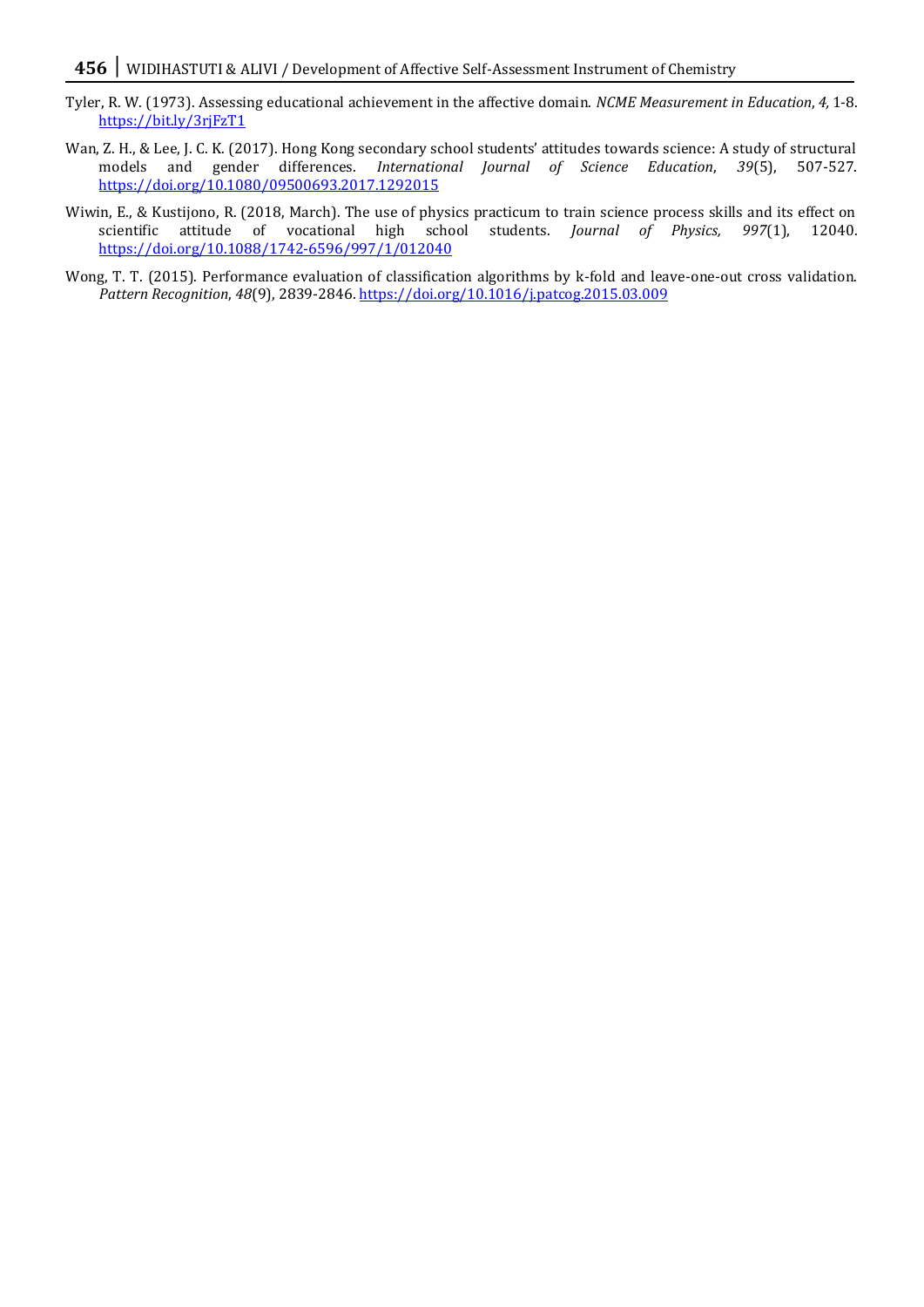Tyler, R. W. (1973). Assessing educational achievement in the affective domain. *NCME Measurement in Education*, *4,* 1-8. https://bit.ly/3rjFzT1

Wan, Z. H., & Lee, J. C. K. (2017). Hong Kong secondary school students' attitudes towards science: A study of structural models and gender differences. *International Journal of Science Education*, *39*(5), 507-527. https://doi.org/10.1080/09500693.2017.1292015

Wiwin, E., & Kustijono, R. (2018, March). The use of physics practicum to train science process skills and its effect on scientific attitude of vocational high school students. *Journal of Physics, 997*(1), 12040. https://doi.org/10.1088/1742-6596/997/1/012040

Wong, T. T. (2015). Performance evaluation of classification algorithms by k-fold and leave-one-out cross validation. *Pattern Recognition*, *48*(9), 2839-2846. https://doi.org/10.1016/j.patcog.2015.03.009